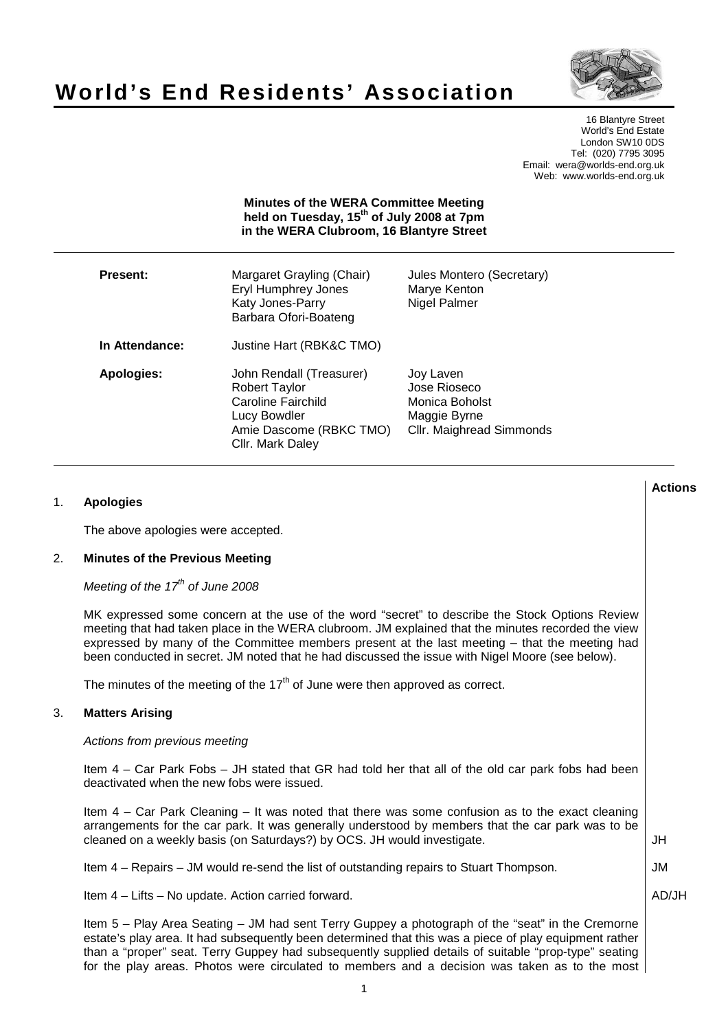# World's End Residents' Association

16 Blantyre Street
World's End Estate
London SW10 0DS
Tel: (020) 7795 3095
Email: wera@worlds-end.org.uk
Web: www.worlds-end.org.uk

**Minutes of the WERA Committee Meeting held on Tuesday, 15th of July 2008 at 7pm in the WERA Clubroom, 16 Blantyre Street**

| | | |
|---|---|---|
| **Present:** | Margaret Grayling (Chair)<br>Eryl Humphrey Jones<br>Katy Jones-Parry<br>Barbara Ofori-Boateng | Jules Montero (Secretary)<br>Marye Kenton<br>Nigel Palmer |
| **In Attendance:** | Justine Hart (RBK&C TMO) | |
| **Apologies:** | John Rendall (Treasurer)<br>Robert Taylor<br>Caroline Fairchild<br>Lucy Bowdler<br>Amie Dascome (RBKC TMO)<br>Cllr. Mark Daley | Joy Laven<br>Jose Rioseco<br>Monica Boholst<br>Maggie Byrne<br>Cllr. Maighread Simmonds |

**Actions**

1. **Apologies**

   The above apologies were accepted.

2. **Minutes of the Previous Meeting**

   *Meeting of the 17th of June 2008*

   MK expressed some concern at the use of the word "secret" to describe the Stock Options Review meeting that had taken place in the WERA clubroom. JM explained that the minutes recorded the view expressed by many of the Committee members present at the last meeting – that the meeting had been conducted in secret. JM noted that he had discussed the issue with Nigel Moore (see below).

   The minutes of the meeting of the 17th of June were then approved as correct.

3. **Matters Arising**

   *Actions from previous meeting*

   Item 4 – Car Park Fobs – JH stated that GR had told her that all of the old car park fobs had been deactivated when the new fobs were issued.

   Item 4 – Car Park Cleaning – It was noted that there was some confusion as to the exact cleaning arrangements for the car park. It was generally understood by members that the car park was to be cleaned on a weekly basis (on Saturdays?) by OCS. JH would investigate. — **JH**

   Item 4 – Repairs – JM would re-send the list of outstanding repairs to Stuart Thompson. — **JM**

   Item 4 – Lifts – No update. Action carried forward. — **AD/JH**

   Item 5 – Play Area Seating – JM had sent Terry Guppey a photograph of the "seat" in the Cremorne estate's play area. It had subsequently been determined that this was a piece of play equipment rather than a "proper" seat. Terry Guppey had subsequently supplied details of suitable "prop-type" seating for the play areas. Photos were circulated to members and a decision was taken as to the most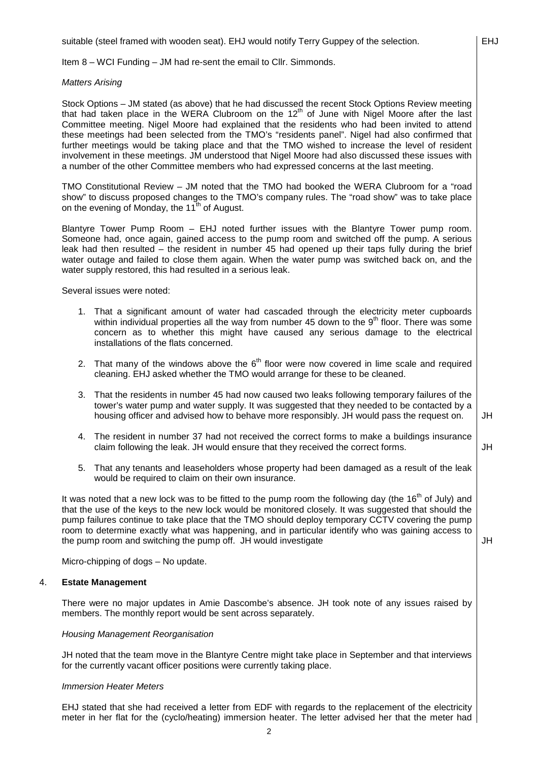suitable (steel framed with wooden seat). EHJ would notify Terry Guppey of the selection. **EHJ**

Item 8 – WCI Funding – JM had re-sent the email to Cllr. Simmonds.

*Matters Arising*

Stock Options – JM stated (as above) that he had discussed the recent Stock Options Review meeting that had taken place in the WERA Clubroom on the 12th of June with Nigel Moore after the last Committee meeting. Nigel Moore had explained that the residents who had been invited to attend these meetings had been selected from the TMO's "residents panel". Nigel had also confirmed that further meetings would be taking place and that the TMO wished to increase the level of resident involvement in these meetings. JM understood that Nigel Moore had also discussed these issues with a number of the other Committee members who had expressed concerns at the last meeting.

TMO Constitutional Review – JM noted that the TMO had booked the WERA Clubroom for a "road show" to discuss proposed changes to the TMO's company rules. The "road show" was to take place on the evening of Monday, the 11th of August.

Blantyre Tower Pump Room – EHJ noted further issues with the Blantyre Tower pump room. Someone had, once again, gained access to the pump room and switched off the pump. A serious leak had then resulted – the resident in number 45 had opened up their taps fully during the brief water outage and failed to close them again. When the water pump was switched back on, and the water supply restored, this had resulted in a serious leak.

Several issues were noted:

1. That a significant amount of water had cascaded through the electricity meter cupboards within individual properties all the way from number 45 down to the 9th floor. There was some concern as to whether this might have caused any serious damage to the electrical installations of the flats concerned.
2. That many of the windows above the 6th floor were now covered in lime scale and required cleaning. EHJ asked whether the TMO would arrange for these to be cleaned.
3. That the residents in number 45 had now caused two leaks following temporary failures of the tower's water pump and water supply. It was suggested that they needed to be contacted by a housing officer and advised how to behave more responsibly. JH would pass the request on. **JH**
4. The resident in number 37 had not received the correct forms to make a buildings insurance claim following the leak. JH would ensure that they received the correct forms. **JH**
5. That any tenants and leaseholders whose property had been damaged as a result of the leak would be required to claim on their own insurance.

It was noted that a new lock was to be fitted to the pump room the following day (the 16th of July) and that the use of the keys to the new lock would be monitored closely. It was suggested that should the pump failures continue to take place that the TMO should deploy temporary CCTV covering the pump room to determine exactly what was happening, and in particular identify who was gaining access to the pump room and switching the pump off. JH would investigate **JH**

Micro-chipping of dogs – No update.

## 4. Estate Management

There were no major updates in Amie Dascombe's absence. JH took note of any issues raised by members. The monthly report would be sent across separately.

*Housing Management Reorganisation*

JH noted that the team move in the Blantyre Centre might take place in September and that interviews for the currently vacant officer positions were currently taking place.

*Immersion Heater Meters*

EHJ stated that she had received a letter from EDF with regards to the replacement of the electricity meter in her flat for the (cyclo/heating) immersion heater. The letter advised her that the meter had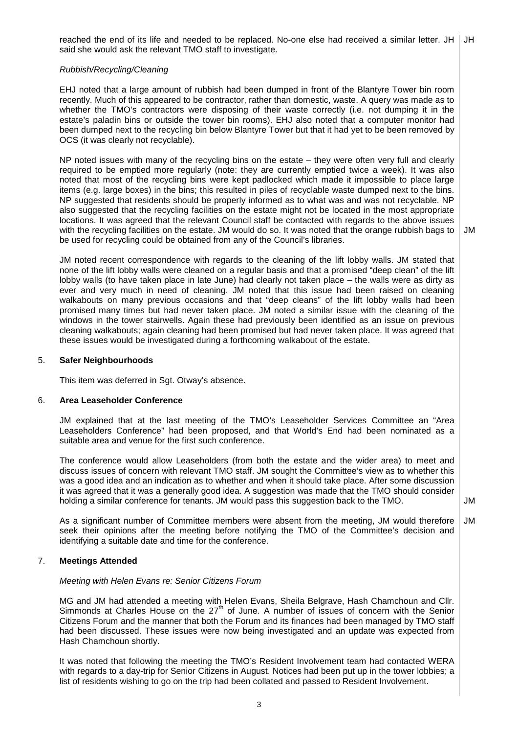reached the end of its life and needed to be replaced. No-one else had received a similar letter. JH said she would ask the relevant TMO staff to investigate. **JH**

*Rubbish/Recycling/Cleaning*

EHJ noted that a large amount of rubbish had been dumped in front of the Blantyre Tower bin room recently. Much of this appeared to be contractor, rather than domestic, waste. A query was made as to whether the TMO's contractors were disposing of their waste correctly (i.e. not dumping it in the estate's paladin bins or outside the tower bin rooms). EHJ also noted that a computer monitor had been dumped next to the recycling bin below Blantyre Tower but that it had yet to be been removed by OCS (it was clearly not recyclable).

NP noted issues with many of the recycling bins on the estate – they were often very full and clearly required to be emptied more regularly (note: they are currently emptied twice a week). It was also noted that most of the recycling bins were kept padlocked which made it impossible to place large items (e.g. large boxes) in the bins; this resulted in piles of recyclable waste dumped next to the bins. NP suggested that residents should be properly informed as to what was and was not recyclable. NP also suggested that the recycling facilities on the estate might not be located in the most appropriate locations. It was agreed that the relevant Council staff be contacted with regards to the above issues with the recycling facilities on the estate. JM would do so. It was noted that the orange rubbish bags to be used for recycling could be obtained from any of the Council's libraries. **JM**

JM noted recent correspondence with regards to the cleaning of the lift lobby walls. JM stated that none of the lift lobby walls were cleaned on a regular basis and that a promised "deep clean" of the lift lobby walls (to have taken place in late June) had clearly not taken place – the walls were as dirty as ever and very much in need of cleaning. JM noted that this issue had been raised on cleaning walkabouts on many previous occasions and that "deep cleans" of the lift lobby walls had been promised many times but had never taken place. JM noted a similar issue with the cleaning of the windows in the tower stairwells. Again these had previously been identified as an issue on previous cleaning walkabouts; again cleaning had been promised but had never taken place. It was agreed that these issues would be investigated during a forthcoming walkabout of the estate.

## 5. Safer Neighbourhoods

This item was deferred in Sgt. Otway's absence.

## 6. Area Leaseholder Conference

JM explained that at the last meeting of the TMO's Leaseholder Services Committee an "Area Leaseholders Conference" had been proposed, and that World's End had been nominated as a suitable area and venue for the first such conference.

The conference would allow Leaseholders (from both the estate and the wider area) to meet and discuss issues of concern with relevant TMO staff. JM sought the Committee's view as to whether this was a good idea and an indication as to whether and when it should take place. After some discussion it was agreed that it was a generally good idea. A suggestion was made that the TMO should consider holding a similar conference for tenants. JM would pass this suggestion back to the TMO. **JM**

As a significant number of Committee members were absent from the meeting, JM would therefore seek their opinions after the meeting before notifying the TMO of the Committee's decision and identifying a suitable date and time for the conference. **JM**

## 7. Meetings Attended

*Meeting with Helen Evans re: Senior Citizens Forum*

MG and JM had attended a meeting with Helen Evans, Sheila Belgrave, Hash Chamchoun and Cllr. Simmonds at Charles House on the 27th of June. A number of issues of concern with the Senior Citizens Forum and the manner that both the Forum and its finances had been managed by TMO staff had been discussed. These issues were now being investigated and an update was expected from Hash Chamchoun shortly.

It was noted that following the meeting the TMO's Resident Involvement team had contacted WERA with regards to a day-trip for Senior Citizens in August. Notices had been put up in the tower lobbies; a list of residents wishing to go on the trip had been collated and passed to Resident Involvement.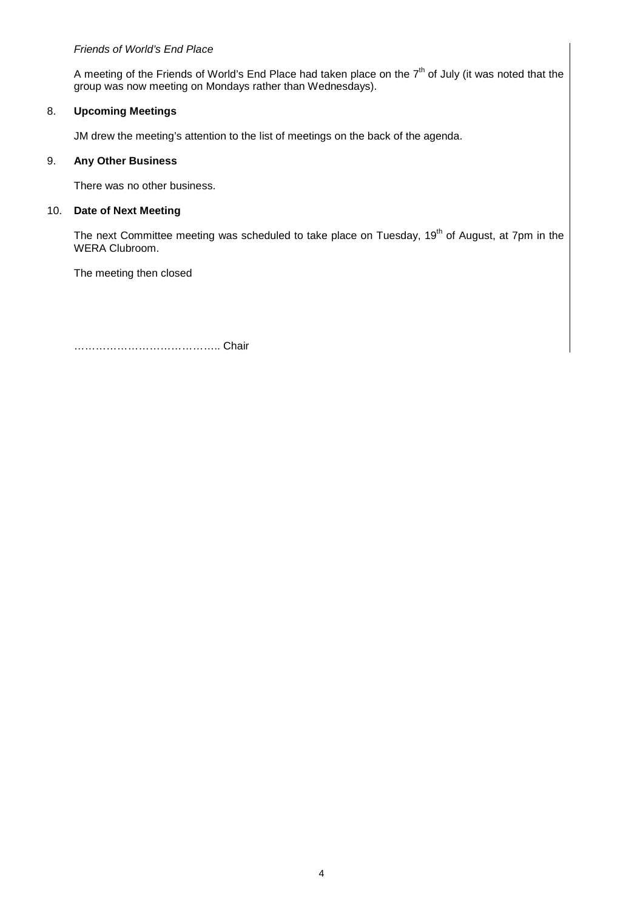*Friends of World's End Place*

A meeting of the Friends of World's End Place had taken place on the 7th of July (it was noted that the group was now meeting on Mondays rather than Wednesdays).

8. **Upcoming Meetings**

JM drew the meeting's attention to the list of meetings on the back of the agenda.

9. **Any Other Business**

There was no other business.

10. **Date of Next Meeting**

The next Committee meeting was scheduled to take place on Tuesday, 19th of August, at 7pm in the WERA Clubroom.

The meeting then closed

………………………………….. Chair